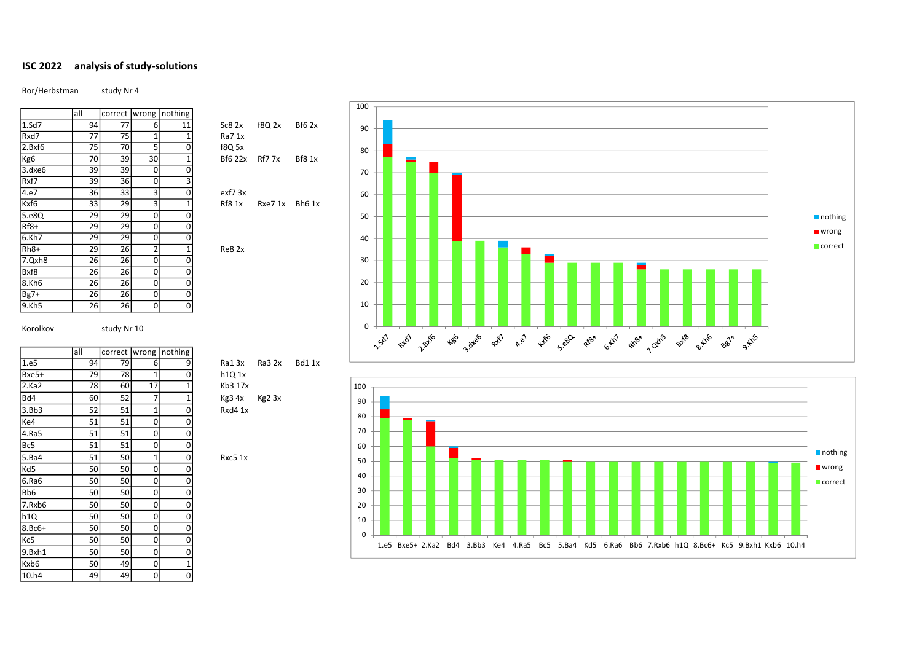# ISC 2022 analysis of study-solutions

Bor/Herbstman study Nr 4

| | all | correct | wrong | nothing | | | |
|---|---|---|---|---|---|---|---|
| 1.Sd7 | 94 | 77 | 6 | 11 | Sc8 2x | f8Q 2x | Bf6 2x |
| Rxd7 | 77 | 75 | 1 | 1 | Ra7 1x | | |
| 2.Bxf6 | 75 | 70 | 5 | 0 | f8Q 5x | | |
| Kg6 | 70 | 39 | 30 | 1 | Bf6 22x | Rf7 7x | Bf8 1x |
| 3.dxe6 | 39 | 39 | 0 | 0 | | | |
| Rxf7 | 39 | 36 | 0 | 3 | | | |
| 4.e7 | 36 | 33 | 3 | 0 | exf7 3x | | |
| Kxf6 | 33 | 29 | 3 | 1 | Rf8 1x | Rxe7 1x | Bh6 1x |
| 5.e8Q | 29 | 29 | 0 | 0 | | | |
| Rf8+ | 29 | 29 | 0 | 0 | | | |
| 6.Kh7 | 29 | 29 | 0 | 0 | | | |
| Rh8+ | 29 | 26 | 2 | 1 | Re8 2x | | |
| 7.Qxh8 | 26 | 26 | 0 | 0 | | | |
| Bxf8 | 26 | 26 | 0 | 0 | | | |
| 8.Kh6 | 26 | 26 | 0 | 0 | | | |
| Bg7+ | 26 | 26 | 0 | 0 | | | |
| 9.Kh5 | 26 | 26 | 0 | 0 | | | |

Korolkov study Nr 10

| | all | correct | wrong | nothing | | | |
|---|---|---|---|---|---|---|---|
| 1.e5 | 94 | 79 | 6 | 9 | Ra1 3x | Ra3 2x | Bd1 1x |
| Bxe5+ | 79 | 78 | 1 | 0 | h1Q 1x | | |
| 2.Ka2 | 78 | 60 | 17 | 1 | Kb3 17x | | |
| Bd4 | 60 | 52 | 7 | 1 | Kg3 4x | Kg2 3x | |
| 3.Bb3 | 52 | 51 | 1 | 0 | Rxd4 1x | | |
| Ke4 | 51 | 51 | 0 | 0 | | | |
| 4.Ra5 | 51 | 51 | 0 | 0 | | | |
| Bc5 | 51 | 51 | 0 | 0 | | | |
| 5.Ba4 | 51 | 50 | 1 | 0 | Rxc5 1x | | |
| Kd5 | 50 | 50 | 0 | 0 | | | |
| 6.Ra6 | 50 | 50 | 0 | 0 | | | |
| Bb6 | 50 | 50 | 0 | 0 | | | |
| 7.Rxb6 | 50 | 50 | 0 | 0 | | | |
| h1Q | 50 | 50 | 0 | 0 | | | |
| 8.Bc6+ | 50 | 50 | 0 | 0 | | | |
| Kc5 | 50 | 50 | 0 | 0 | | | |
| 9.Bxh1 | 50 | 50 | 0 | 0 | | | |
| Kxb6 | 50 | 49 | 0 | 1 | | | |
| 10.h4 | 49 | 49 | 0 | 0 | | | |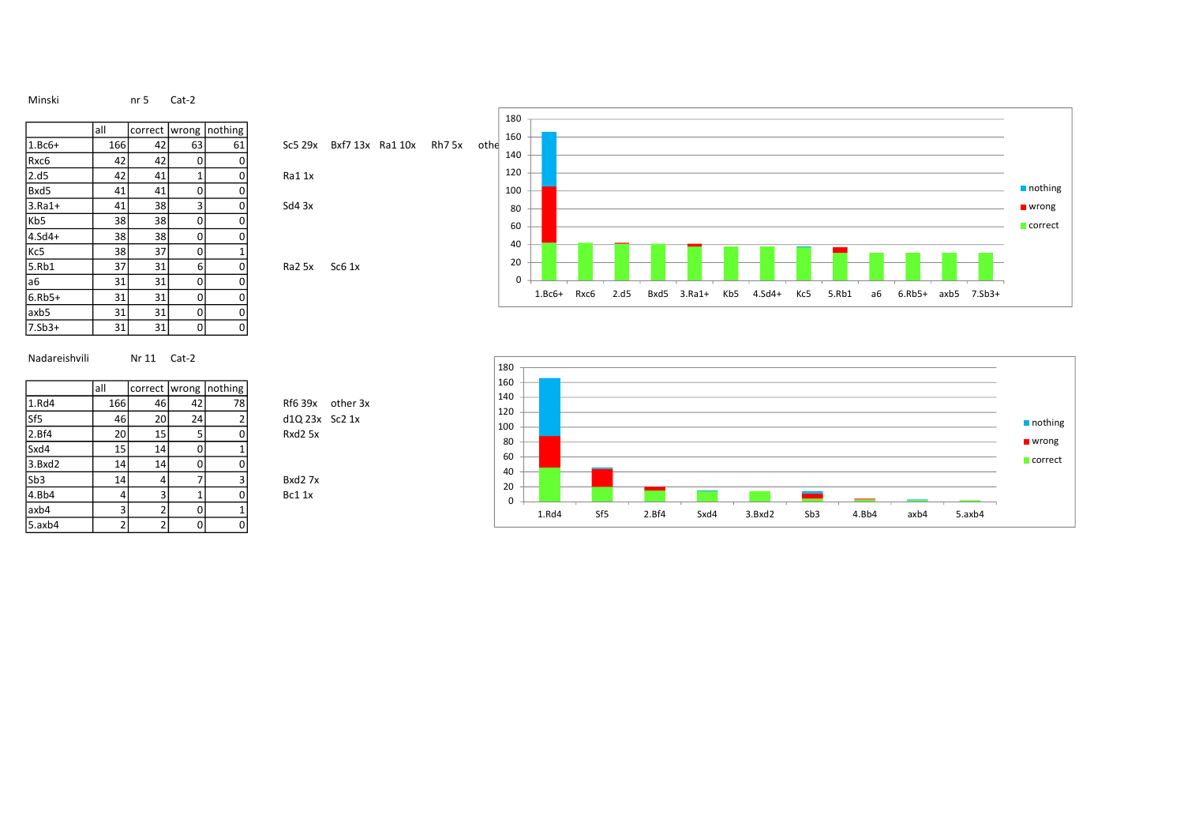Minski nr 5 Cat-2

| | all | correct | wrong | nothing |
|---|---|---|---|---|
| 1.Bc6+ | 166 | 42 | 63 | 61 |
| Rxc6 | 42 | 42 | 0 | 0 |
| 2.d5 | 42 | 41 | 1 | 0 |
| Bxd5 | 41 | 41 | 0 | 0 |
| 3.Ra1+ | 41 | 38 | 3 | 0 |
| Kb5 | 38 | 38 | 0 | 0 |
| 4.Sd4+ | 38 | 38 | 0 | 0 |
| Kc5 | 38 | 37 | 0 | 1 |
| 5.Rb1 | 37 | 31 | 6 | 0 |
| a6 | 31 | 31 | 0 | 0 |
| 6.Rb5+ | 31 | 31 | 0 | 0 |
| axb5 | 31 | 31 | 0 | 0 |
| 7.Sb3+ | 31 | 31 | 0 | 0 |

Sc5 29x Bxf7 13x Ra1 10x Rh7 5x othe

Ra1 1x

Sd4 3x

Ra2 5x Sc6 1x

Nadareishvili Nr 11 Cat-2

| | all | correct | wrong | nothing |
|---|---|---|---|---|
| 1.Rd4 | 166 | 46 | 42 | 78 |
| Sf5 | 46 | 20 | 24 | 2 |
| 2.Bf4 | 20 | 15 | 5 | 0 |
| Sxd4 | 15 | 14 | 0 | 1 |
| 3.Bxd2 | 14 | 14 | 0 | 0 |
| Sb3 | 14 | 4 | 7 | 3 |
| 4.Bb4 | 4 | 3 | 1 | 0 |
| axb4 | 3 | 2 | 0 | 1 |
| 5.axb4 | 2 | 2 | 0 | 0 |

Rf6 39x other 3x

d1Q 23x Sc2 1x

Rxd2 5x

Bxd2 7x

Bc1 1x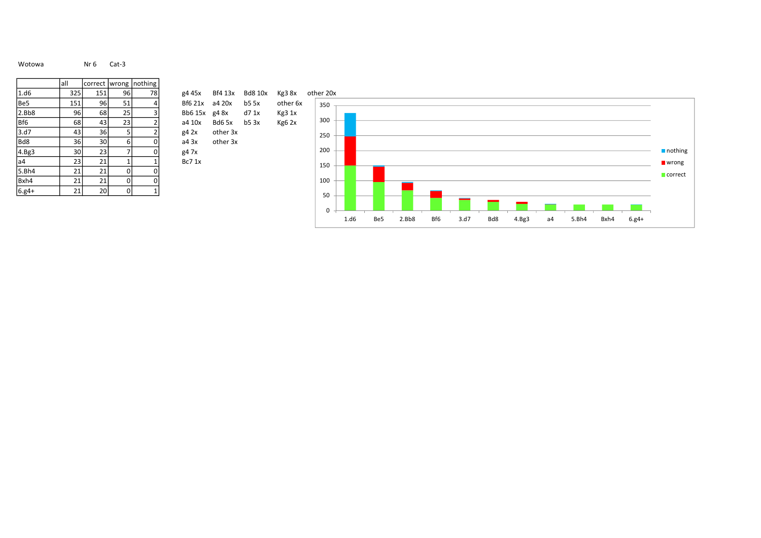Wotowa Nr 6 Cat-3

| | all | correct | wrong | nothing |
|---|---|---|---|---|
| 1.d6 | 325 | 151 | 96 | 78 |
| Be5 | 151 | 96 | 51 | 4 |
| 2.Bb8 | 96 | 68 | 25 | 3 |
| Bf6 | 68 | 43 | 23 | 2 |
| 3.d7 | 43 | 36 | 5 | 2 |
| Bd8 | 36 | 30 | 6 | 0 |
| 4.Bg3 | 30 | 23 | 7 | 0 |
| a4 | 23 | 21 | 1 | 1 |
| 5.Bh4 | 21 | 21 | 0 | 0 |
| Bxh4 | 21 | 21 | 0 | 0 |
| 6.g4+ | 21 | 20 | 0 | 1 |

g4 45x Bf4 13x Bd8 10x Kg3 8x other 20x

Bf6 21x a4 20x b5 5x other 6x

Bb6 15x g4 8x d7 1x Kg3 1x

a4 10x Bd6 5x b5 3x Kg6 2x

g4 2x other 3x

a4 3x other 3x

g4 7x

Bc7 1x

350
300
250
200
150
100
50
0

1.d6 Be5 2.Bb8 Bf6 3.d7 Bd8 4.Bg3 a4 5.Bh4 Bxh4 6.g4+

nothing
wrong
correct